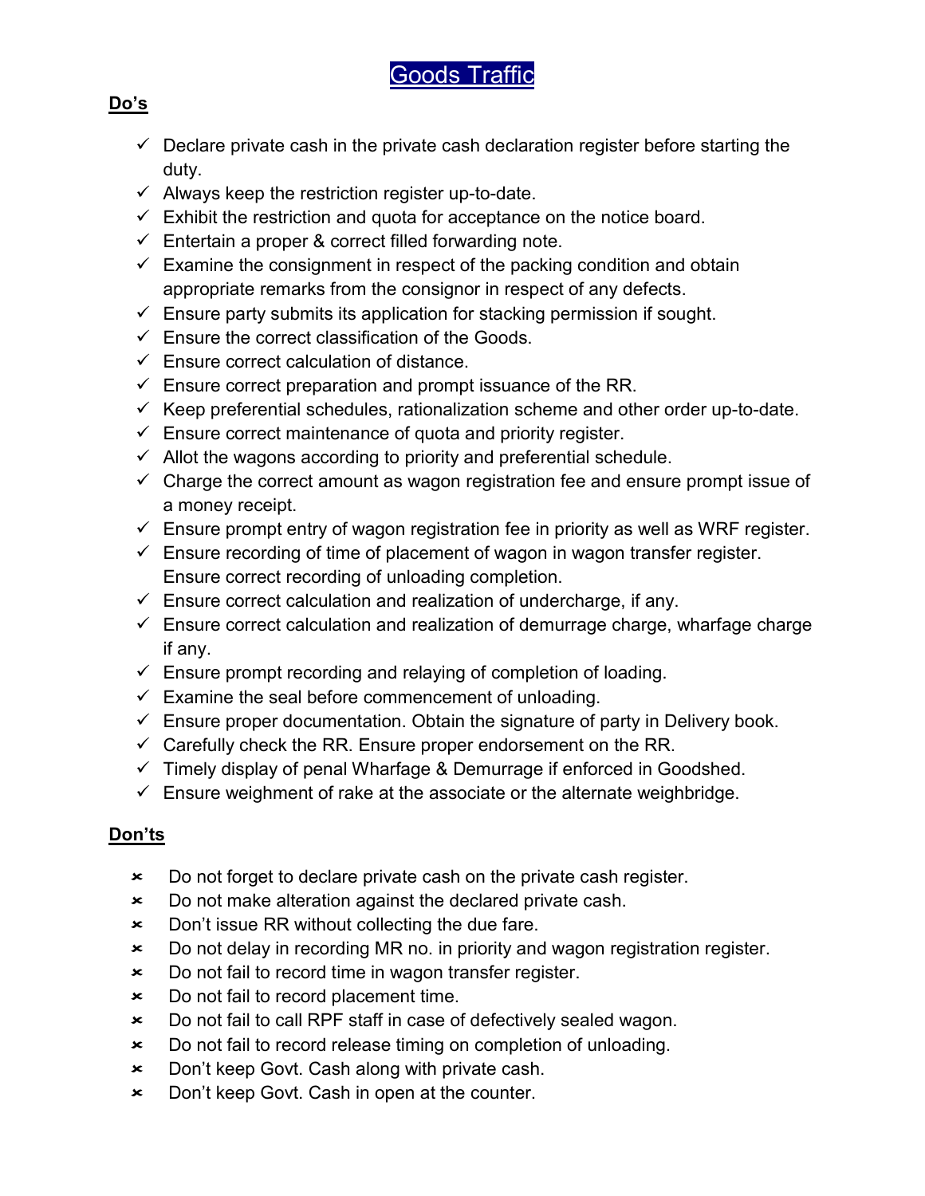# Goods Traffic

**Do's**

- ✓ Declare private cash in the private cash declaration register before starting the duty.
- ✓ Always keep the restriction register up-to-date.
- ✓ Exhibit the restriction and quota for acceptance on the notice board.
- ✓ Entertain a proper & correct filled forwarding note.
- ✓ Examine the consignment in respect of the packing condition and obtain appropriate remarks from the consignor in respect of any defects.
- ✓ Ensure party submits its application for stacking permission if sought.
- ✓ Ensure the correct classification of the Goods.
- ✓ Ensure correct calculation of distance.
- ✓ Ensure correct preparation and prompt issuance of the RR.
- ✓ Keep preferential schedules, rationalization scheme and other order up-to-date.
- ✓ Ensure correct maintenance of quota and priority register.
- ✓ Allot the wagons according to priority and preferential schedule.
- ✓ Charge the correct amount as wagon registration fee and ensure prompt issue of a money receipt.
- ✓ Ensure prompt entry of wagon registration fee in priority as well as WRF register.
- ✓ Ensure recording of time of placement of wagon in wagon transfer register. Ensure correct recording of unloading completion.
- ✓ Ensure correct calculation and realization of undercharge, if any.
- ✓ Ensure correct calculation and realization of demurrage charge, wharfage charge if any.
- ✓ Ensure prompt recording and relaying of completion of loading.
- ✓ Examine the seal before commencement of unloading.
- ✓ Ensure proper documentation. Obtain the signature of party in Delivery book.
- ✓ Carefully check the RR. Ensure proper endorsement on the RR.
- ✓ Timely display of penal Wharfage & Demurrage if enforced in Goodshed.
- ✓ Ensure weighment of rake at the associate or the alternate weighbridge.

**Don'ts**

- ✗ Do not forget to declare private cash on the private cash register.
- ✗ Do not make alteration against the declared private cash.
- ✗ Don't issue RR without collecting the due fare.
- ✗ Do not delay in recording MR no. in priority and wagon registration register.
- ✗ Do not fail to record time in wagon transfer register.
- ✗ Do not fail to record placement time.
- ✗ Do not fail to call RPF staff in case of defectively sealed wagon.
- ✗ Do not fail to record release timing on completion of unloading.
- ✗ Don't keep Govt. Cash along with private cash.
- ✗ Don't keep Govt. Cash in open at the counter.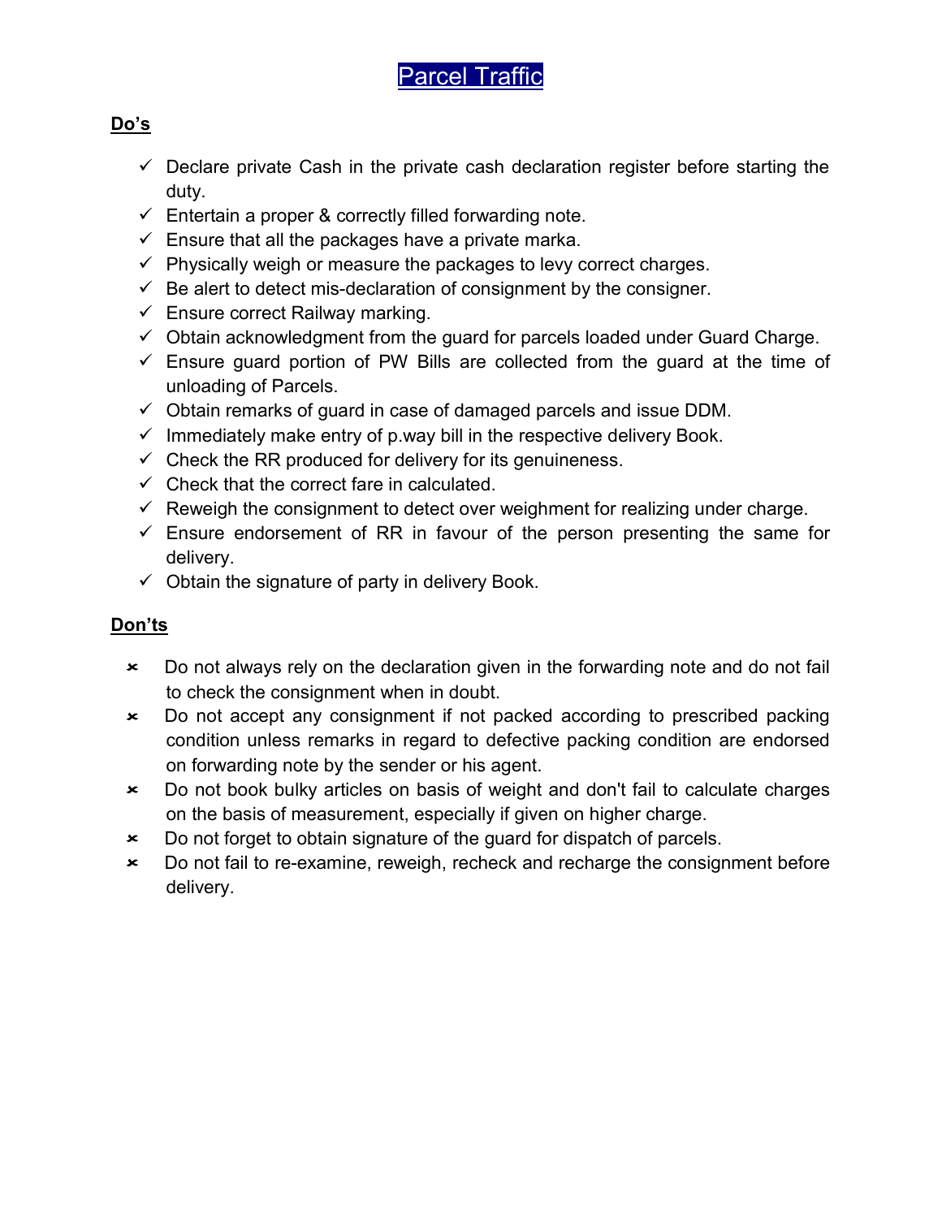# Parcel Traffic

## Do's

- ✓ Declare private Cash in the private cash declaration register before starting the duty.
- ✓ Entertain a proper & correctly filled forwarding note.
- ✓ Ensure that all the packages have a private marka.
- ✓ Physically weigh or measure the packages to levy correct charges.
- ✓ Be alert to detect mis-declaration of consignment by the consigner.
- ✓ Ensure correct Railway marking.
- ✓ Obtain acknowledgment from the guard for parcels loaded under Guard Charge.
- ✓ Ensure guard portion of PW Bills are collected from the guard at the time of unloading of Parcels.
- ✓ Obtain remarks of guard in case of damaged parcels and issue DDM.
- ✓ Immediately make entry of p.way bill in the respective delivery Book.
- ✓ Check the RR produced for delivery for its genuineness.
- ✓ Check that the correct fare in calculated.
- ✓ Reweigh the consignment to detect over weighment for realizing under charge.
- ✓ Ensure endorsement of RR in favour of the person presenting the same for delivery.
- ✓ Obtain the signature of party in delivery Book.

## Don'ts

- ✗ Do not always rely on the declaration given in the forwarding note and do not fail to check the consignment when in doubt.
- ✗ Do not accept any consignment if not packed according to prescribed packing condition unless remarks in regard to defective packing condition are endorsed on forwarding note by the sender or his agent.
- ✗ Do not book bulky articles on basis of weight and don't fail to calculate charges on the basis of measurement, especially if given on higher charge.
- ✗ Do not forget to obtain signature of the guard for dispatch of parcels.
- ✗ Do not fail to re-examine, reweigh, recheck and recharge the consignment before delivery.